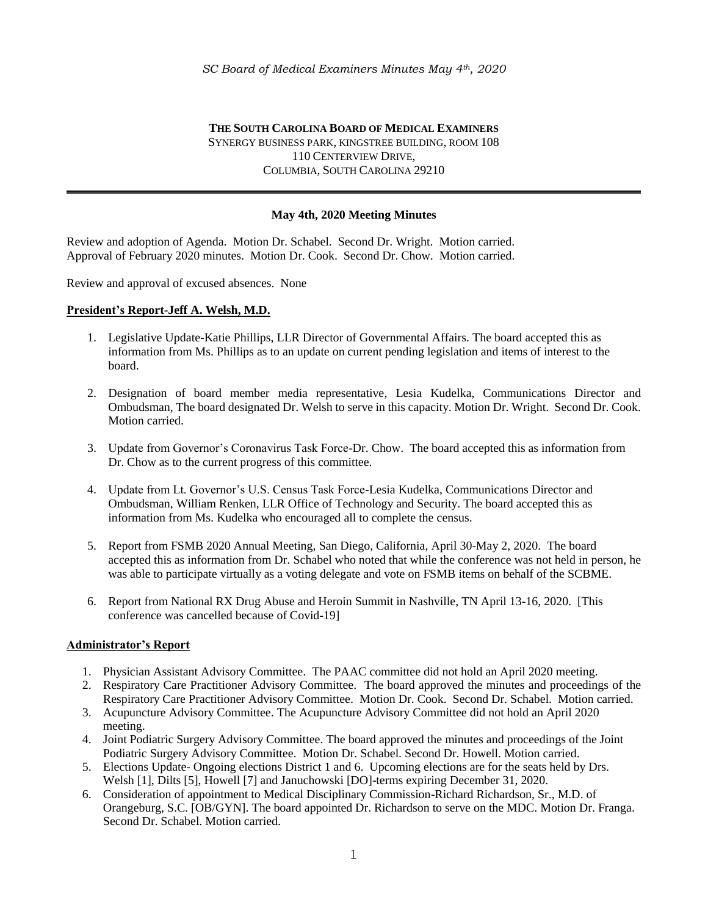**THE SOUTH CAROLINA BOARD OF MEDICAL EXAMINERS**
SYNERGY BUSINESS PARK, KINGSTREE BUILDING, ROOM 108
110 CENTERVIEW DRIVE,
COLUMBIA, SOUTH CAROLINA 29210

---

**May 4th, 2020 Meeting Minutes**

Review and adoption of Agenda. Motion Dr. Schabel. Second Dr. Wright. Motion carried.
Approval of February 2020 minutes. Motion Dr. Cook. Second Dr. Chow. Motion carried.

Review and approval of excused absences. None

**President's Report-Jeff A. Welsh, M.D.**

1. Legislative Update-Katie Phillips, LLR Director of Governmental Affairs. The board accepted this as information from Ms. Phillips as to an update on current pending legislation and items of interest to the board.

2. Designation of board member media representative, Lesia Kudelka, Communications Director and Ombudsman, The board designated Dr. Welsh to serve in this capacity. Motion Dr. Wright. Second Dr. Cook. Motion carried.

3. Update from Governor's Coronavirus Task Force-Dr. Chow. The board accepted this as information from Dr. Chow as to the current progress of this committee.

4. Update from Lt. Governor's U.S. Census Task Force-Lesia Kudelka, Communications Director and Ombudsman, William Renken, LLR Office of Technology and Security. The board accepted this as information from Ms. Kudelka who encouraged all to complete the census.

5. Report from FSMB 2020 Annual Meeting, San Diego, California, April 30-May 2, 2020. The board accepted this as information from Dr. Schabel who noted that while the conference was not held in person, he was able to participate virtually as a voting delegate and vote on FSMB items on behalf of the SCBME.

6. Report from National RX Drug Abuse and Heroin Summit in Nashville, TN April 13-16, 2020. [This conference was cancelled because of Covid-19]

**Administrator's Report**

1. Physician Assistant Advisory Committee. The PAAC committee did not hold an April 2020 meeting.
2. Respiratory Care Practitioner Advisory Committee. The board approved the minutes and proceedings of the Respiratory Care Practitioner Advisory Committee. Motion Dr. Cook. Second Dr. Schabel. Motion carried.
3. Acupuncture Advisory Committee. The Acupuncture Advisory Committee did not hold an April 2020 meeting.
4. Joint Podiatric Surgery Advisory Committee. The board approved the minutes and proceedings of the Joint Podiatric Surgery Advisory Committee. Motion Dr. Schabel. Second Dr. Howell. Motion carried.
5. Elections Update- Ongoing elections District 1 and 6. Upcoming elections are for the seats held by Drs. Welsh [1], Dilts [5], Howell [7] and Januchowski [DO]-terms expiring December 31, 2020.
6. Consideration of appointment to Medical Disciplinary Commission-Richard Richardson, Sr., M.D. of Orangeburg, S.C. [OB/GYN]. The board appointed Dr. Richardson to serve on the MDC. Motion Dr. Franga. Second Dr. Schabel. Motion carried.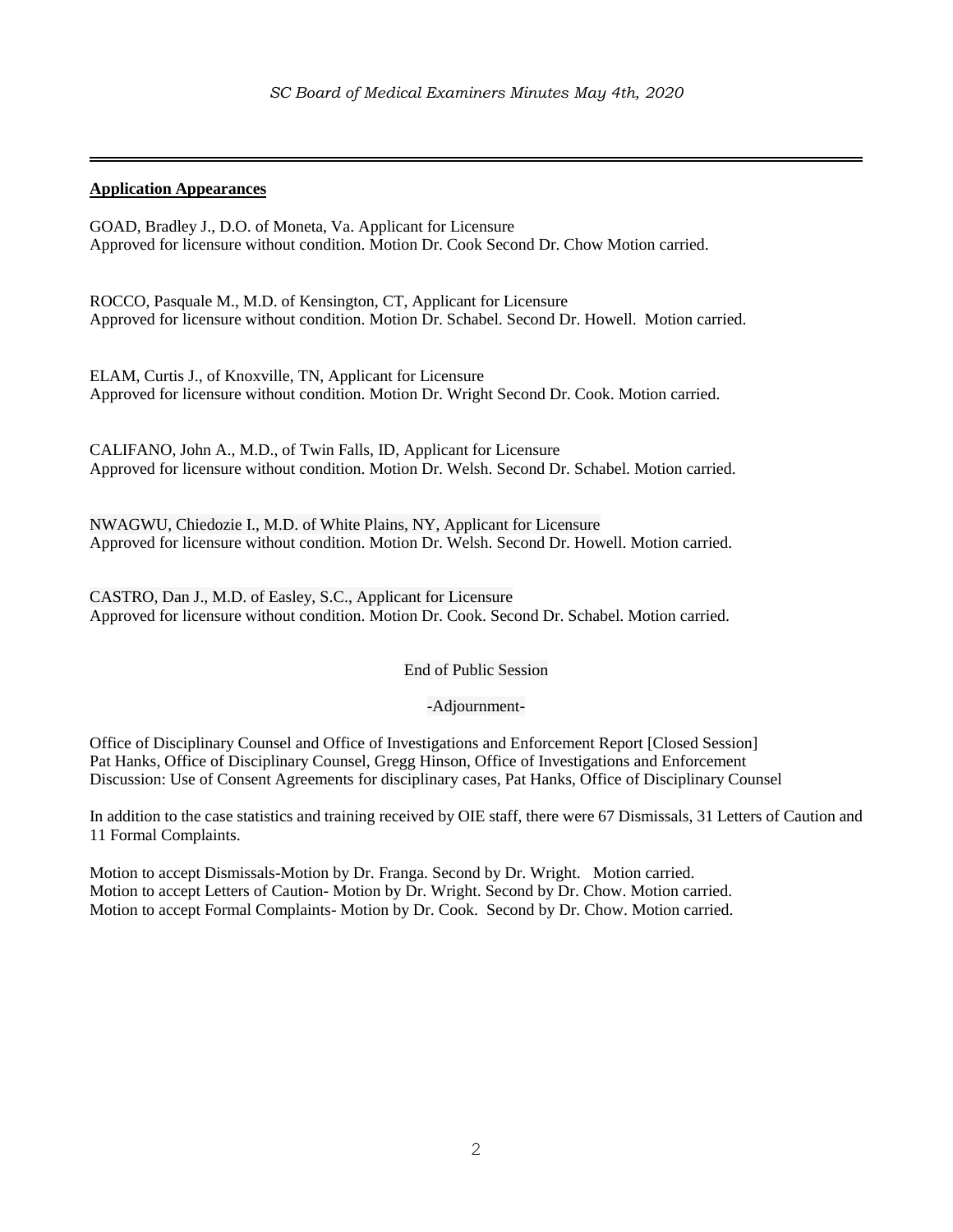**Application Appearances**

GOAD, Bradley J., D.O. of Moneta, Va. Applicant for Licensure
Approved for licensure without condition. Motion Dr. Cook Second Dr. Chow Motion carried.

ROCCO, Pasquale M., M.D. of Kensington, CT, Applicant for Licensure
Approved for licensure without condition. Motion Dr. Schabel. Second Dr. Howell. Motion carried.

ELAM, Curtis J., of Knoxville, TN, Applicant for Licensure
Approved for licensure without condition. Motion Dr. Wright Second Dr. Cook. Motion carried.

CALIFANO, John A., M.D., of Twin Falls, ID, Applicant for Licensure
Approved for licensure without condition. Motion Dr. Welsh. Second Dr. Schabel. Motion carried.

NWAGWU, Chiedozie I., M.D. of White Plains, NY, Applicant for Licensure
Approved for licensure without condition. Motion Dr. Welsh. Second Dr. Howell. Motion carried.

CASTRO, Dan J., M.D. of Easley, S.C., Applicant for Licensure
Approved for licensure without condition. Motion Dr. Cook. Second Dr. Schabel. Motion carried.

End of Public Session

-Adjournment-

Office of Disciplinary Counsel and Office of Investigations and Enforcement Report [Closed Session]
Pat Hanks, Office of Disciplinary Counsel, Gregg Hinson, Office of Investigations and Enforcement
Discussion: Use of Consent Agreements for disciplinary cases, Pat Hanks, Office of Disciplinary Counsel

In addition to the case statistics and training received by OIE staff, there were 67 Dismissals, 31 Letters of Caution and 11 Formal Complaints.

Motion to accept Dismissals-Motion by Dr. Franga. Second by Dr. Wright. Motion carried.
Motion to accept Letters of Caution- Motion by Dr. Wright. Second by Dr. Chow. Motion carried.
Motion to accept Formal Complaints- Motion by Dr. Cook. Second by Dr. Chow. Motion carried.